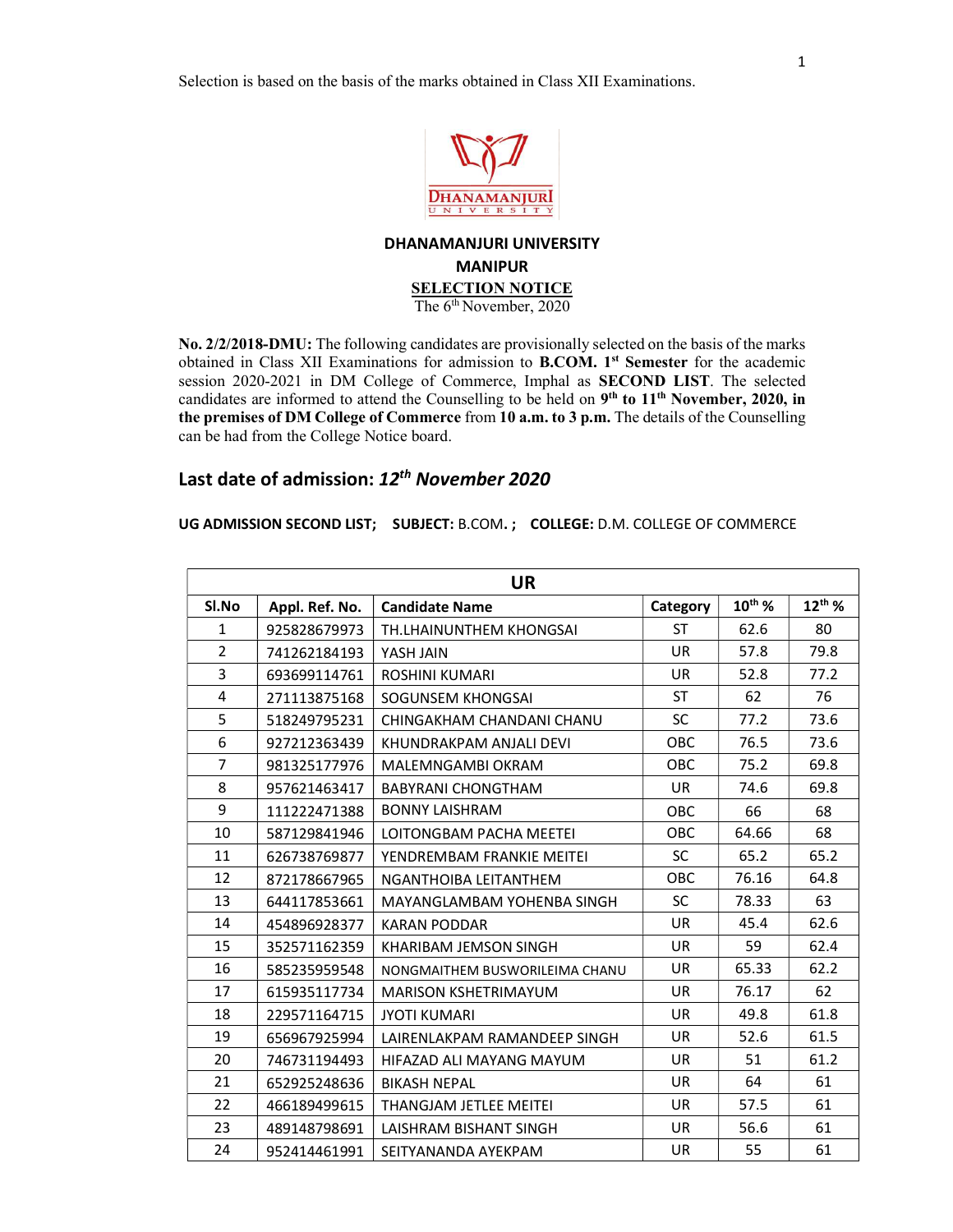Selection is based on the basis of the marks obtained in Class XII Examinations.

DHANAMANJURI UNIVERSITY

# DHANAMANJURI UNIVERSITY
## MANIPUR
### SELECTION NOTICE

The 6th November, 2020

**No. 2/2/2018-DMU:** The following candidates are provisionally selected on the basis of the marks obtained in Class XII Examinations for admission to **B.COM. 1st Semester** for the academic session 2020-2021 in DM College of Commerce, Imphal as **SECOND LIST**. The selected candidates are informed to attend the Counselling to be held on **9th to 11th November, 2020, in the premises of DM College of Commerce** from **10 a.m. to 3 p.m.** The details of the Counselling can be had from the College Notice board.

## Last date of admission: *12th November 2020*

**UG ADMISSION SECOND LIST; SUBJECT:** B.COM. **; COLLEGE:** D.M. COLLEGE OF COMMERCE

| UR | | | | | |
|---|---|---|---|---|---|
| **Sl.No** | **Appl. Ref. No.** | **Candidate Name** | **Category** | **10th %** | **12th %** |
| 1 | 925828679973 | TH.LHAINUNTHEM KHONGSAI | ST | 62.6 | 80 |
| 2 | 741262184193 | YASH JAIN | UR | 57.8 | 79.8 |
| 3 | 693699114761 | ROSHINI KUMARI | UR | 52.8 | 77.2 |
| 4 | 271113875168 | SOGUNSEM KHONGSAI | ST | 62 | 76 |
| 5 | 518249795231 | CHINGAKHAM CHANDANI CHANU | SC | 77.2 | 73.6 |
| 6 | 927212363439 | KHUNDRAKPAM ANJALI DEVI | OBC | 76.5 | 73.6 |
| 7 | 981325177976 | MALEMNGAMBI OKRAM | OBC | 75.2 | 69.8 |
| 8 | 957621463417 | BABYRANI CHONGTHAM | UR | 74.6 | 69.8 |
| 9 | 111222471388 | BONNY LAISHRAM | OBC | 66 | 68 |
| 10 | 587129841946 | LOITONGBAM PACHA MEETEI | OBC | 64.66 | 68 |
| 11 | 626738769877 | YENDREMBAM FRANKIE MEITEI | SC | 65.2 | 65.2 |
| 12 | 872178667965 | NGANTHOIBA LEITANTHEM | OBC | 76.16 | 64.8 |
| 13 | 644117853661 | MAYANGLAMBAM YOHENBA SINGH | SC | 78.33 | 63 |
| 14 | 454896928377 | KARAN PODDAR | UR | 45.4 | 62.6 |
| 15 | 352571162359 | KHARIBAM JEMSON SINGH | UR | 59 | 62.4 |
| 16 | 585235959548 | NONGMAITHEM BUSWORILEIMA CHANU | UR | 65.33 | 62.2 |
| 17 | 615935117734 | MARISON KSHETRIMAYUM | UR | 76.17 | 62 |
| 18 | 229571164715 | JYOTI KUMARI | UR | 49.8 | 61.8 |
| 19 | 656967925994 | LAIRENLAKPAM RAMANDEEP SINGH | UR | 52.6 | 61.5 |
| 20 | 746731194493 | HIFAZAD ALI MAYANG MAYUM | UR | 51 | 61.2 |
| 21 | 652925248636 | BIKASH NEPAL | UR | 64 | 61 |
| 22 | 466189499615 | THANGJAM JETLEE MEITEI | UR | 57.5 | 61 |
| 23 | 489148798691 | LAISHRAM BISHANT SINGH | UR | 56.6 | 61 |
| 24 | 952414461991 | SEITYANANDA AYEKPAM | UR | 55 | 61 |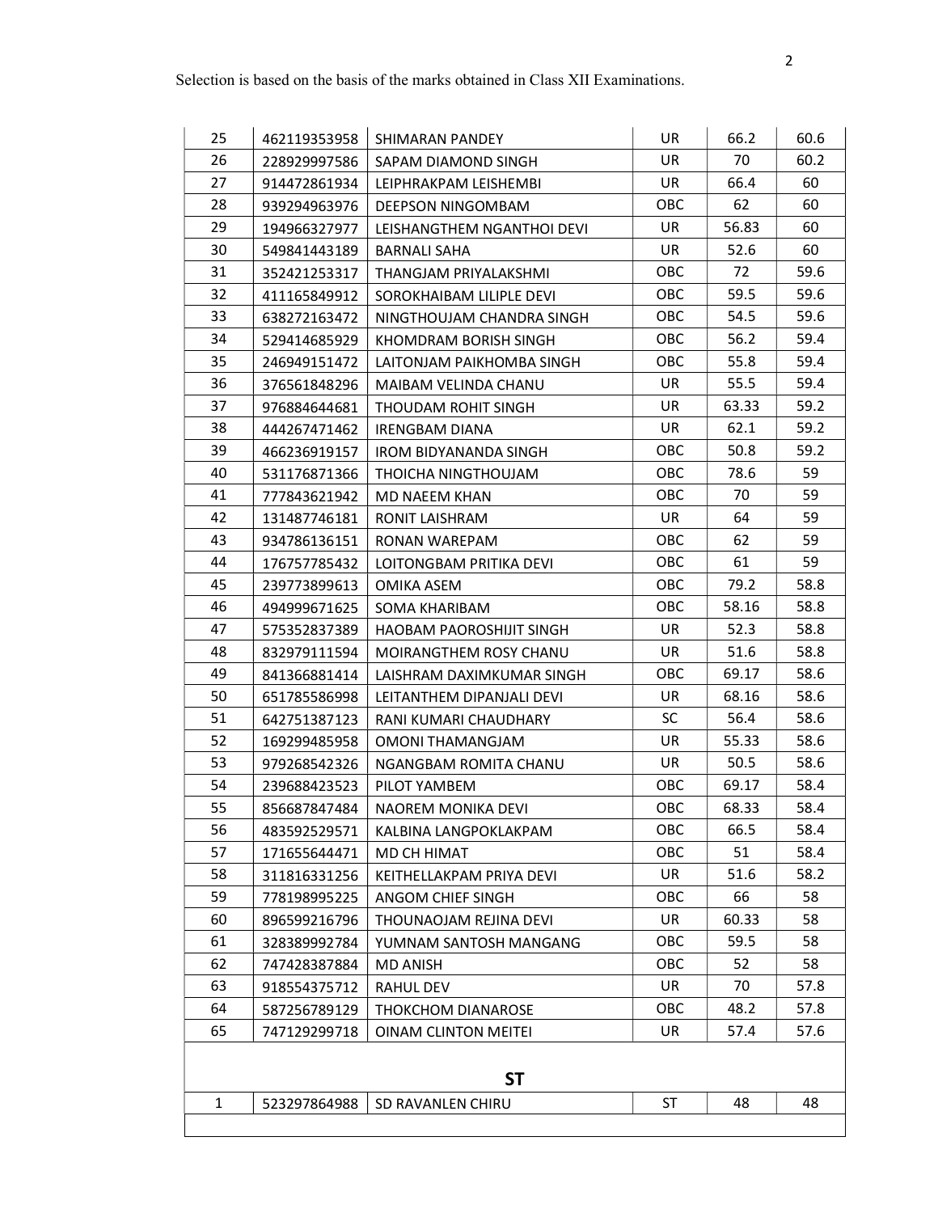Selection is based on the basis of the marks obtained in Class XII Examinations.

| | | | | | |
|---|---|---|---|---|---|
| 25 | 462119353958 | SHIMARAN PANDEY | UR | 66.2 | 60.6 |
| 26 | 228929997586 | SAPAM DIAMOND SINGH | UR | 70 | 60.2 |
| 27 | 914472861934 | LEIPHRAKPAM LEISHEMBI | UR | 66.4 | 60 |
| 28 | 939294963976 | DEEPSON NINGOMBAM | OBC | 62 | 60 |
| 29 | 194966327977 | LEISHANGTHEM NGANTHOI DEVI | UR | 56.83 | 60 |
| 30 | 549841443189 | BARNALI SAHA | UR | 52.6 | 60 |
| 31 | 352421253317 | THANGJAM PRIYALAKSHMI | OBC | 72 | 59.6 |
| 32 | 411165849912 | SOROKHAIBAM LILIPLE DEVI | OBC | 59.5 | 59.6 |
| 33 | 638272163472 | NINGTHOUJAM CHANDRA SINGH | OBC | 54.5 | 59.6 |
| 34 | 529414685929 | KHOMDRAM BORISH SINGH | OBC | 56.2 | 59.4 |
| 35 | 246949151472 | LAITONJAM PAIKHOMBA SINGH | OBC | 55.8 | 59.4 |
| 36 | 376561848296 | MAIBAM VELINDA CHANU | UR | 55.5 | 59.4 |
| 37 | 976884644681 | THOUDAM ROHIT SINGH | UR | 63.33 | 59.2 |
| 38 | 444267471462 | IRENGBAM DIANA | UR | 62.1 | 59.2 |
| 39 | 466236919157 | IROM BIDYANANDA SINGH | OBC | 50.8 | 59.2 |
| 40 | 531176871366 | THOICHA NINGTHOUJAM | OBC | 78.6 | 59 |
| 41 | 777843621942 | MD NAEEM KHAN | OBC | 70 | 59 |
| 42 | 131487746181 | RONIT LAISHRAM | UR | 64 | 59 |
| 43 | 934786136151 | RONAN WAREPAM | OBC | 62 | 59 |
| 44 | 176757785432 | LOITONGBAM PRITIKA DEVI | OBC | 61 | 59 |
| 45 | 239773899613 | OMIKA ASEM | OBC | 79.2 | 58.8 |
| 46 | 494999671625 | SOMA KHARIBAM | OBC | 58.16 | 58.8 |
| 47 | 575352837389 | HAOBAM PAOROSHIJIT SINGH | UR | 52.3 | 58.8 |
| 48 | 832979111594 | MOIRANGTHEM ROSY CHANU | UR | 51.6 | 58.8 |
| 49 | 841366881414 | LAISHRAM DAXIMKUMAR SINGH | OBC | 69.17 | 58.6 |
| 50 | 651785586998 | LEITANTHEM DIPANJALI DEVI | UR | 68.16 | 58.6 |
| 51 | 642751387123 | RANI KUMARI CHAUDHARY | SC | 56.4 | 58.6 |
| 52 | 169299485958 | OMONI THAMANGJAM | UR | 55.33 | 58.6 |
| 53 | 979268542326 | NGANGBAM ROMITA CHANU | UR | 50.5 | 58.6 |
| 54 | 239688423523 | PILOT YAMBEM | OBC | 69.17 | 58.4 |
| 55 | 856687847484 | NAOREM MONIKA DEVI | OBC | 68.33 | 58.4 |
| 56 | 483592529571 | KALBINA LANGPOKLAKPAM | OBC | 66.5 | 58.4 |
| 57 | 171655644471 | MD CH HIMAT | OBC | 51 | 58.4 |
| 58 | 311816331256 | KEITHELLAKPAM PRIYA DEVI | UR | 51.6 | 58.2 |
| 59 | 778198995225 | ANGOM CHIEF SINGH | OBC | 66 | 58 |
| 60 | 896599216796 | THOUNAOJAM REJINA DEVI | UR | 60.33 | 58 |
| 61 | 328389992784 | YUMNAM SANTOSH MANGANG | OBC | 59.5 | 58 |
| 62 | 747428387884 | MD ANISH | OBC | 52 | 58 |
| 63 | 918554375712 | RAHUL DEV | UR | 70 | 57.8 |
| 64 | 587256789129 | THOKCHOM DIANAROSE | OBC | 48.2 | 57.8 |
| 65 | 747129299718 | OINAM CLINTON MEITEI | UR | 57.4 | 57.6 |
| | | **ST** | | | |
| 1 | 523297864988 | SD RAVANLEN CHIRU | ST | 48 | 48 |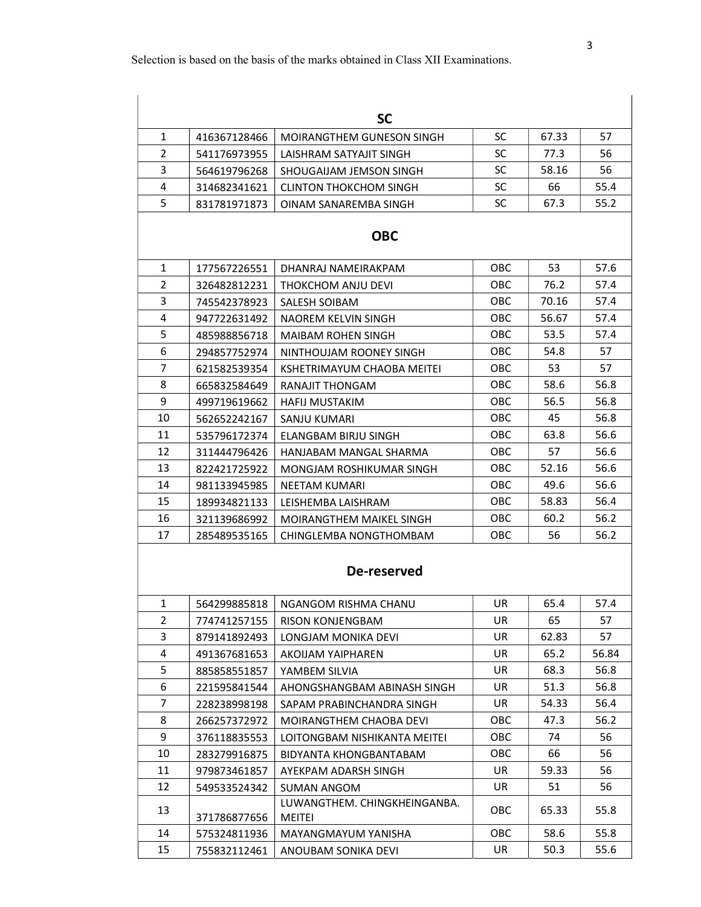Selection is based on the basis of the marks obtained in Class XII Examinations.

| | | **SC** | | | |
|---|---|---|---|---|---|
| 1 | 416367128466 | MOIRANGTHEM GUNESON SINGH | SC | 67.33 | 57 |
| 2 | 541176973955 | LAISHRAM SATYAJIT SINGH | SC | 77.3 | 56 |
| 3 | 564619796268 | SHOUGAIJAM JEMSON SINGH | SC | 58.16 | 56 |
| 4 | 314682341621 | CLINTON THOKCHOM SINGH | SC | 66 | 55.4 |
| 5 | 831781971873 | OINAM SANAREMBA SINGH | SC | 67.3 | 55.2 |
| | | **OBC** | | | |
| 1 | 177567226551 | DHANRAJ NAMEIRAKPAM | OBC | 53 | 57.6 |
| 2 | 326482812231 | THOKCHOM ANJU DEVI | OBC | 76.2 | 57.4 |
| 3 | 745542378923 | SALESH SOIBAM | OBC | 70.16 | 57.4 |
| 4 | 947722631492 | NAOREM KELVIN SINGH | OBC | 56.67 | 57.4 |
| 5 | 485988856718 | MAIBAM ROHEN SINGH | OBC | 53.5 | 57.4 |
| 6 | 294857752974 | NINTHOUJAM ROONEY SINGH | OBC | 54.8 | 57 |
| 7 | 621582539354 | KSHETRIMAYUM CHAOBA MEITEI | OBC | 53 | 57 |
| 8 | 665832584649 | RANAJIT THONGAM | OBC | 58.6 | 56.8 |
| 9 | 499719619662 | HAFIJ MUSTAKIM | OBC | 56.5 | 56.8 |
| 10 | 562652242167 | SANJU KUMARI | OBC | 45 | 56.8 |
| 11 | 535796172374 | ELANGBAM BIRJU SINGH | OBC | 63.8 | 56.6 |
| 12 | 311444796426 | HANJABAM MANGAL SHARMA | OBC | 57 | 56.6 |
| 13 | 822421725922 | MONGJAM ROSHIKUMAR SINGH | OBC | 52.16 | 56.6 |
| 14 | 981133945985 | NEETAM KUMARI | OBC | 49.6 | 56.6 |
| 15 | 189934821133 | LEISHEMBA LAISHRAM | OBC | 58.83 | 56.4 |
| 16 | 321139686992 | MOIRANGTHEM MAIKEL SINGH | OBC | 60.2 | 56.2 |
| 17 | 285489535165 | CHINGLEMBA NONGTHOMBAM | OBC | 56 | 56.2 |
| | | **De-reserved** | | | |
| 1 | 564299885818 | NGANGOM RISHMA CHANU | UR | 65.4 | 57.4 |
| 2 | 774741257155 | RISON KONJENGBAM | UR | 65 | 57 |
| 3 | 879141892493 | LONGJAM MONIKA DEVI | UR | 62.83 | 57 |
| 4 | 491367681653 | AKOIJAM YAIPHAREN | UR | 65.2 | 56.84 |
| 5 | 885858551857 | YAMBEM SILVIA | UR | 68.3 | 56.8 |
| 6 | 221595841544 | AHONGSHANGBAM ABINASH SINGH | UR | 51.3 | 56.8 |
| 7 | 228238998198 | SAPAM PRABINCHANDRA SINGH | UR | 54.33 | 56.4 |
| 8 | 266257372972 | MOIRANGTHEM CHAOBA DEVI | OBC | 47.3 | 56.2 |
| 9 | 376118835553 | LOITONGBAM NISHIKANTA MEITEI | OBC | 74 | 56 |
| 10 | 283279916875 | BIDYANTA KHONGBANTABAM | OBC | 66 | 56 |
| 11 | 979873461857 | AYEKPAM ADARSH SINGH | UR | 59.33 | 56 |
| 12 | 549533524342 | SUMAN ANGOM | UR | 51 | 56 |
| 13 | 371786877656 | LUWANGTHEM. CHINGKHEINGANBA. MEITEI | OBC | 65.33 | 55.8 |
| 14 | 575324811936 | MAYANGMAYUM YANISHA | OBC | 58.6 | 55.8 |
| 15 | 755832112461 | ANOUBAM SONIKA DEVI | UR | 50.3 | 55.6 |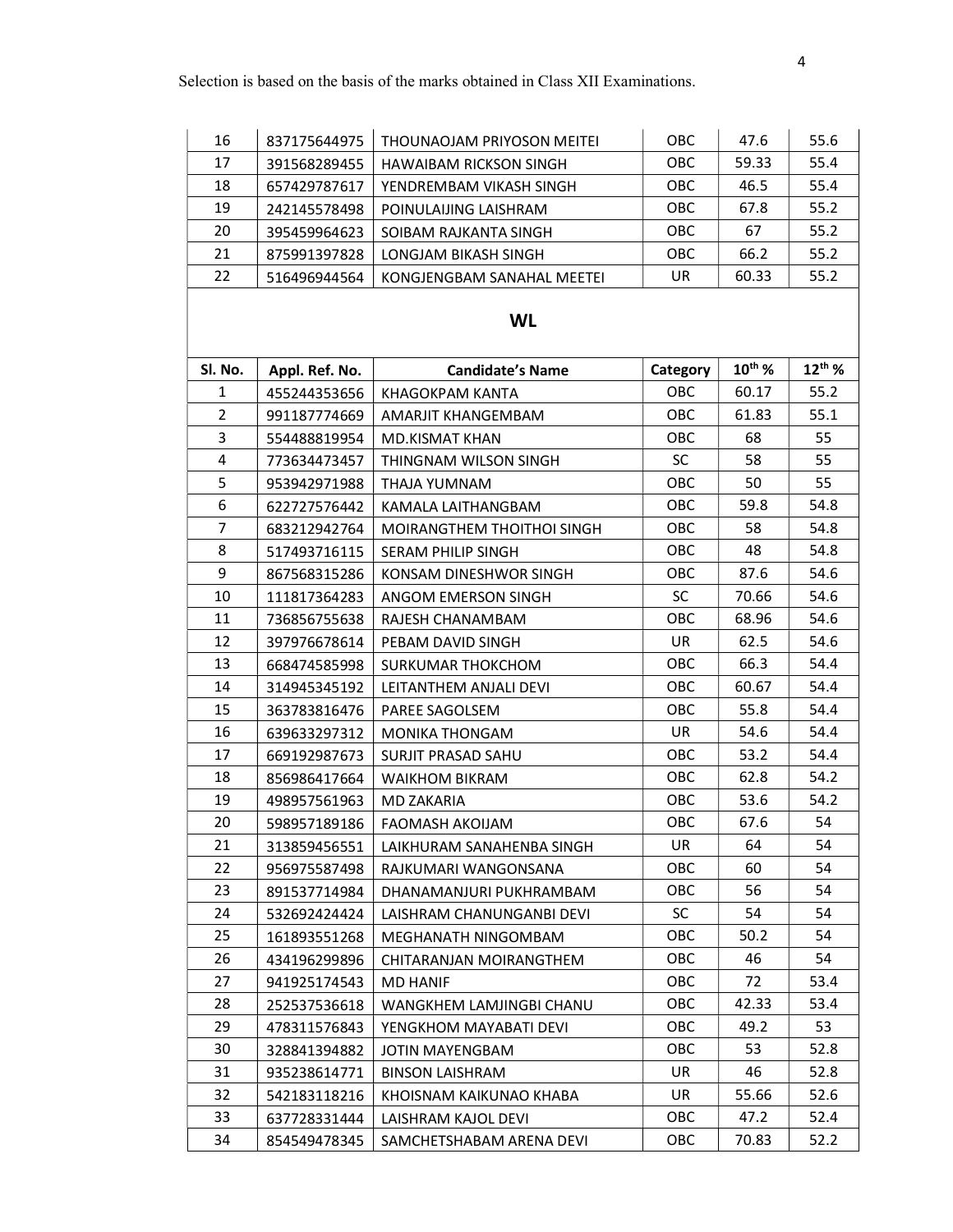Selection is based on the basis of the marks obtained in Class XII Examinations.

| | | | | | |
|---|---|---|---|---|---|
| 16 | 837175644975 | THOUNAOJAM PRIYOSON MEITEI | OBC | 47.6 | 55.6 |
| 17 | 391568289455 | HAWAIBAM RICKSON SINGH | OBC | 59.33 | 55.4 |
| 18 | 657429787617 | YENDREMBAM VIKASH SINGH | OBC | 46.5 | 55.4 |
| 19 | 242145578498 | POINULAIJING LAISHRAM | OBC | 67.8 | 55.2 |
| 20 | 395459964623 | SOIBAM RAJKANTA SINGH | OBC | 67 | 55.2 |
| 21 | 875991397828 | LONGJAM BIKASH SINGH | OBC | 66.2 | 55.2 |
| 22 | 516496944564 | KONGJENGBAM SANAHAL MEETEI | UR | 60.33 | 55.2 |

## WL

| Sl. No. | Appl. Ref. No. | Candidate's Name | Category | 10th % | 12th % |
|---|---|---|---|---|---|
| 1 | 455244353656 | KHAGOKPAM KANTA | OBC | 60.17 | 55.2 |
| 2 | 991187774669 | AMARJIT KHANGEMBAM | OBC | 61.83 | 55.1 |
| 3 | 554488819954 | MD.KISMAT KHAN | OBC | 68 | 55 |
| 4 | 773634473457 | THINGNAM WILSON SINGH | SC | 58 | 55 |
| 5 | 953942971988 | THAJA YUMNAM | OBC | 50 | 55 |
| 6 | 622727576442 | KAMALA LAITHANGBAM | OBC | 59.8 | 54.8 |
| 7 | 683212942764 | MOIRANGTHEM THOITHOI SINGH | OBC | 58 | 54.8 |
| 8 | 517493716115 | SERAM PHILIP SINGH | OBC | 48 | 54.8 |
| 9 | 867568315286 | KONSAM DINESHWOR SINGH | OBC | 87.6 | 54.6 |
| 10 | 111817364283 | ANGOM EMERSON SINGH | SC | 70.66 | 54.6 |
| 11 | 736856755638 | RAJESH CHANAMBAM | OBC | 68.96 | 54.6 |
| 12 | 397976678614 | PEBAM DAVID SINGH | UR | 62.5 | 54.6 |
| 13 | 668474585998 | SURKUMAR THOKCHOM | OBC | 66.3 | 54.4 |
| 14 | 314945345192 | LEITANTHEM ANJALI DEVI | OBC | 60.67 | 54.4 |
| 15 | 363783816476 | PAREE SAGOLSEM | OBC | 55.8 | 54.4 |
| 16 | 639633297312 | MONIKA THONGAM | UR | 54.6 | 54.4 |
| 17 | 669192987673 | SURJIT PRASAD SAHU | OBC | 53.2 | 54.4 |
| 18 | 856986417664 | WAIKHOM BIKRAM | OBC | 62.8 | 54.2 |
| 19 | 498957561963 | MD ZAKARIA | OBC | 53.6 | 54.2 |
| 20 | 598957189186 | FAOMASH AKOIJAM | OBC | 67.6 | 54 |
| 21 | 313859456551 | LAIKHURAM SANAHENBA SINGH | UR | 64 | 54 |
| 22 | 956975587498 | RAJKUMARI WANGONSANA | OBC | 60 | 54 |
| 23 | 891537714984 | DHANAMANJURI PUKHRAMBAM | OBC | 56 | 54 |
| 24 | 532692424424 | LAISHRAM CHANUNGANBI DEVI | SC | 54 | 54 |
| 25 | 161893551268 | MEGHANATH NINGOMBAM | OBC | 50.2 | 54 |
| 26 | 434196299896 | CHITARANJAN MOIRANGTHEM | OBC | 46 | 54 |
| 27 | 941925174543 | MD HANIF | OBC | 72 | 53.4 |
| 28 | 252537536618 | WANGKHEM LAMJINGBI CHANU | OBC | 42.33 | 53.4 |
| 29 | 478311576843 | YENGKHOM MAYABATI DEVI | OBC | 49.2 | 53 |
| 30 | 328841394882 | JOTIN MAYENGBAM | OBC | 53 | 52.8 |
| 31 | 935238614771 | BINSON LAISHRAM | UR | 46 | 52.8 |
| 32 | 542183118216 | KHOISNAM KAIKUNAO KHABA | UR | 55.66 | 52.6 |
| 33 | 637728331444 | LAISHRAM KAJOL DEVI | OBC | 47.2 | 52.4 |
| 34 | 854549478345 | SAMCHETSHABAM ARENA DEVI | OBC | 70.83 | 52.2 |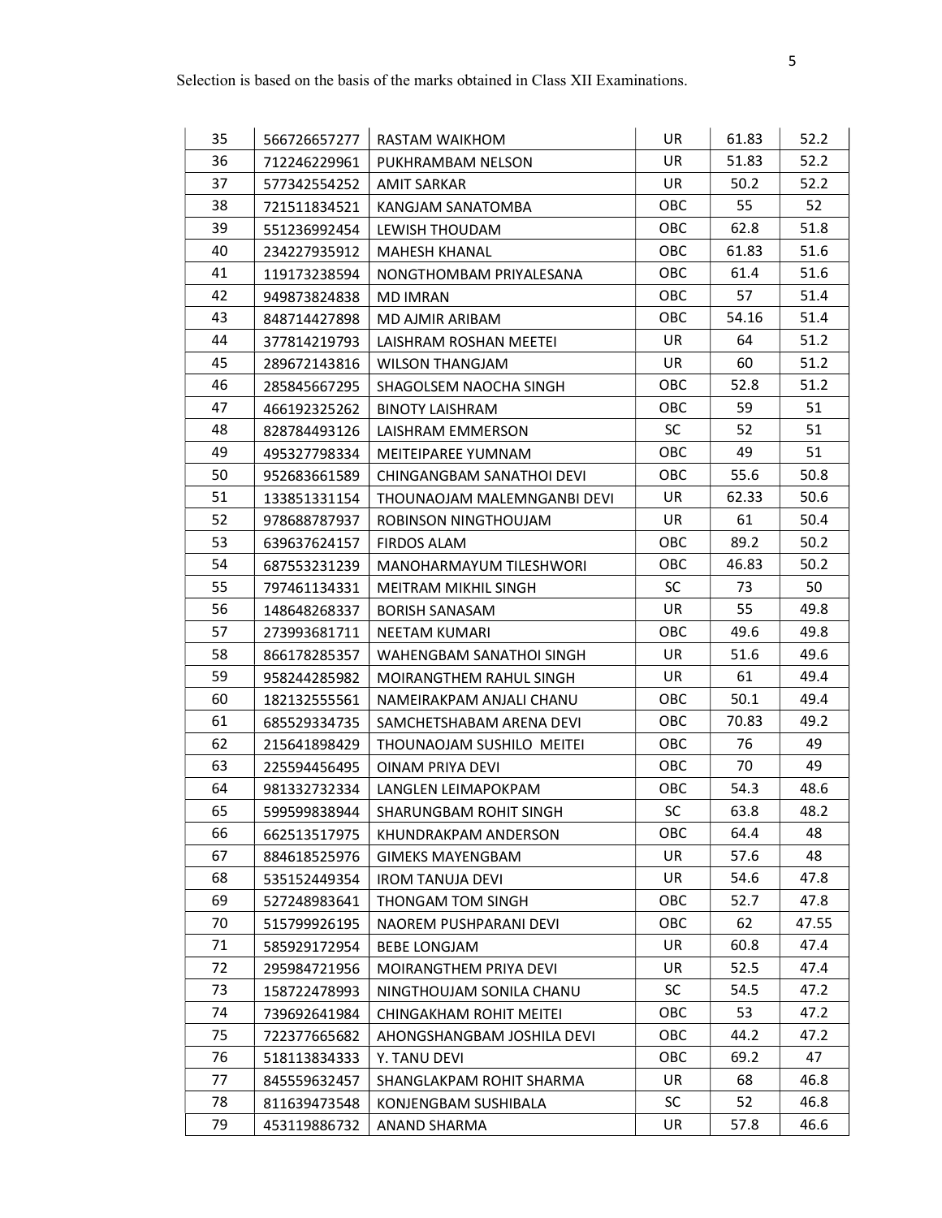Selection is based on the basis of the marks obtained in Class XII Examinations.

| 35 | 566726657277 | RASTAM WAIKHOM | UR | 61.83 | 52.2 |
|---|---|---|---|---|---|
| 36 | 712246229961 | PUKHRAMBAM NELSON | UR | 51.83 | 52.2 |
| 37 | 577342554252 | AMIT SARKAR | UR | 50.2 | 52.2 |
| 38 | 721511834521 | KANGJAM SANATOMBA | OBC | 55 | 52 |
| 39 | 551236992454 | LEWISH THOUDAM | OBC | 62.8 | 51.8 |
| 40 | 234227935912 | MAHESH KHANAL | OBC | 61.83 | 51.6 |
| 41 | 119173238594 | NONGTHOMBAM PRIYALESANA | OBC | 61.4 | 51.6 |
| 42 | 949873824838 | MD IMRAN | OBC | 57 | 51.4 |
| 43 | 848714427898 | MD AJMIR ARIBAM | OBC | 54.16 | 51.4 |
| 44 | 377814219793 | LAISHRAM ROSHAN MEETEI | UR | 64 | 51.2 |
| 45 | 289672143816 | WILSON THANGJAM | UR | 60 | 51.2 |
| 46 | 285845667295 | SHAGOLSEM NAOCHA SINGH | OBC | 52.8 | 51.2 |
| 47 | 466192325262 | BINOTY LAISHRAM | OBC | 59 | 51 |
| 48 | 828784493126 | LAISHRAM EMMERSON | SC | 52 | 51 |
| 49 | 495327798334 | MEITEIPAREE YUMNAM | OBC | 49 | 51 |
| 50 | 952683661589 | CHINGANGBAM SANATHOI DEVI | OBC | 55.6 | 50.8 |
| 51 | 133851331154 | THOUNAOJAM MALEMNGANBI DEVI | UR | 62.33 | 50.6 |
| 52 | 978688787937 | ROBINSON NINGTHOUJAM | UR | 61 | 50.4 |
| 53 | 639637624157 | FIRDOS ALAM | OBC | 89.2 | 50.2 |
| 54 | 687553231239 | MANOHARMAYUM TILESHWORI | OBC | 46.83 | 50.2 |
| 55 | 797461134331 | MEITRAM MIKHIL SINGH | SC | 73 | 50 |
| 56 | 148648268337 | BORISH SANASAM | UR | 55 | 49.8 |
| 57 | 273993681711 | NEETAM KUMARI | OBC | 49.6 | 49.8 |
| 58 | 866178285357 | WAHENGBAM SANATHOI SINGH | UR | 51.6 | 49.6 |
| 59 | 958244285982 | MOIRANGTHEM RAHUL SINGH | UR | 61 | 49.4 |
| 60 | 182132555561 | NAMEIRAKPAM ANJALI CHANU | OBC | 50.1 | 49.4 |
| 61 | 685529334735 | SAMCHETSHABAM ARENA DEVI | OBC | 70.83 | 49.2 |
| 62 | 215641898429 | THOUNAOJAM SUSHILO MEITEI | OBC | 76 | 49 |
| 63 | 225594456495 | OINAM PRIYA DEVI | OBC | 70 | 49 |
| 64 | 981332732334 | LANGLEN LEIMAPOKPAM | OBC | 54.3 | 48.6 |
| 65 | 599599838944 | SHARUNGBAM ROHIT SINGH | SC | 63.8 | 48.2 |
| 66 | 662513517975 | KHUNDRAKPAM ANDERSON | OBC | 64.4 | 48 |
| 67 | 884618525976 | GIMEKS MAYENGBAM | UR | 57.6 | 48 |
| 68 | 535152449354 | IROM TANUJA DEVI | UR | 54.6 | 47.8 |
| 69 | 527248983641 | THONGAM TOM SINGH | OBC | 52.7 | 47.8 |
| 70 | 515799926195 | NAOREM PUSHPARANI DEVI | OBC | 62 | 47.55 |
| 71 | 585929172954 | BEBE LONGJAM | UR | 60.8 | 47.4 |
| 72 | 295984721956 | MOIRANGTHEM PRIYA DEVI | UR | 52.5 | 47.4 |
| 73 | 158722478993 | NINGTHOUJAM SONILA CHANU | SC | 54.5 | 47.2 |
| 74 | 739692641984 | CHINGAKHAM ROHIT MEITEI | OBC | 53 | 47.2 |
| 75 | 722377665682 | AHONGSHANGBAM JOSHILA DEVI | OBC | 44.2 | 47.2 |
| 76 | 518113834333 | Y. TANU DEVI | OBC | 69.2 | 47 |
| 77 | 845559632457 | SHANGLAKPAM ROHIT SHARMA | UR | 68 | 46.8 |
| 78 | 811639473548 | KONJENGBAM SUSHIBALA | SC | 52 | 46.8 |
| 79 | 453119886732 | ANAND SHARMA | UR | 57.8 | 46.6 |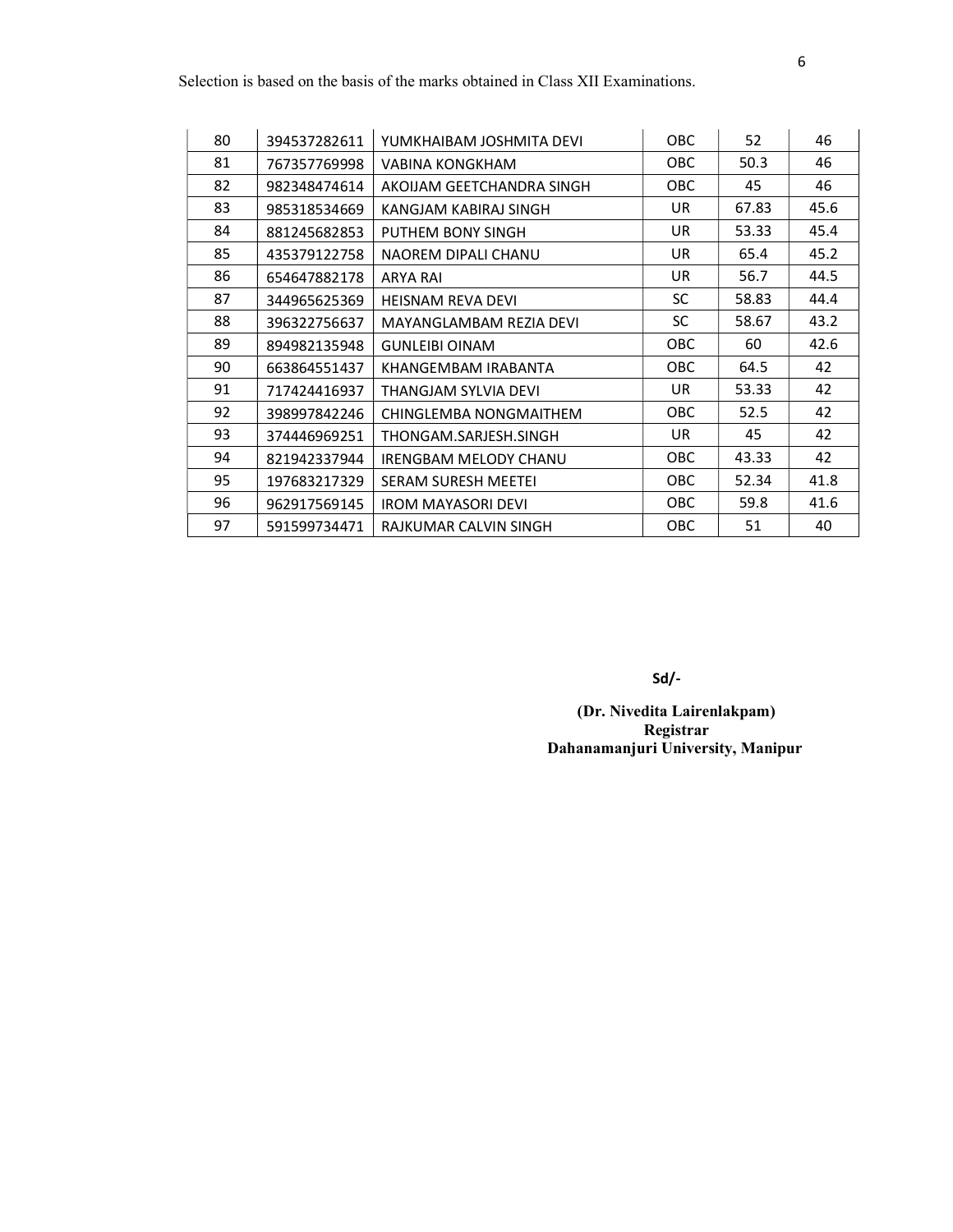Selection is based on the basis of the marks obtained in Class XII Examinations.

| | | | | | |
|---|---|---|---|---|---|
| 80 | 394537282611 | YUMKHAIBAM JOSHMITA DEVI | OBC | 52 | 46 |
| 81 | 767357769998 | VABINA KONGKHAM | OBC | 50.3 | 46 |
| 82 | 982348474614 | AKOIJAM GEETCHANDRA SINGH | OBC | 45 | 46 |
| 83 | 985318534669 | KANGJAM KABIRAJ SINGH | UR | 67.83 | 45.6 |
| 84 | 881245682853 | PUTHEM BONY SINGH | UR | 53.33 | 45.4 |
| 85 | 435379122758 | NAOREM DIPALI CHANU | UR | 65.4 | 45.2 |
| 86 | 654647882178 | ARYA RAI | UR | 56.7 | 44.5 |
| 87 | 344965625369 | HEISNAM REVA DEVI | SC | 58.83 | 44.4 |
| 88 | 396322756637 | MAYANGLAMBAM REZIA DEVI | SC | 58.67 | 43.2 |
| 89 | 894982135948 | GUNLEIBI OINAM | OBC | 60 | 42.6 |
| 90 | 663864551437 | KHANGEMBAM IRABANTA | OBC | 64.5 | 42 |
| 91 | 717424416937 | THANGJAM SYLVIA DEVI | UR | 53.33 | 42 |
| 92 | 398997842246 | CHINGLEMBA NONGMAITHEM | OBC | 52.5 | 42 |
| 93 | 374446969251 | THONGAM.SARJESH.SINGH | UR | 45 | 42 |
| 94 | 821942337944 | IRENGBAM MELODY CHANU | OBC | 43.33 | 42 |
| 95 | 197683217329 | SERAM SURESH MEETEI | OBC | 52.34 | 41.8 |
| 96 | 962917569145 | IROM MAYASORI DEVI | OBC | 59.8 | 41.6 |
| 97 | 591599734471 | RAJKUMAR CALVIN SINGH | OBC | 51 | 40 |

**Sd/-**

**(Dr. Nivedita Lairenlakpam)**
**Registrar**
**Dahanamanjuri University, Manipur**